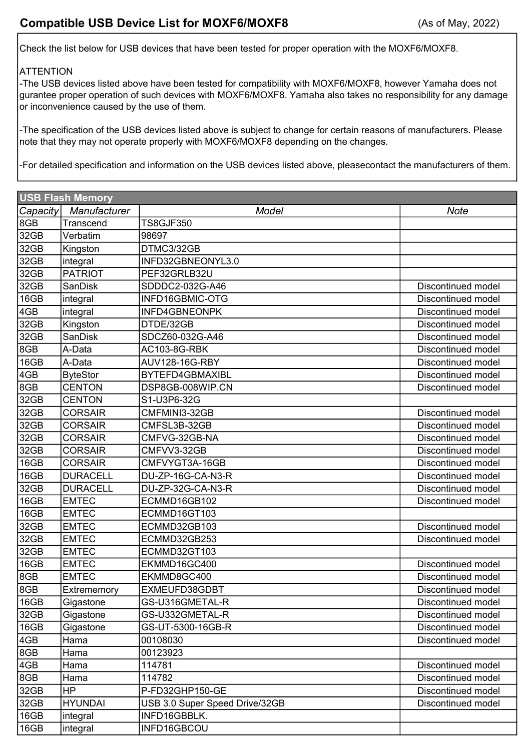## Compatible USB Device List for MOXF6/MOXF8

(As of May, 2022)

Check the list below for USB devices that have been tested for proper operation with the MOXF6/MOXF8.

ATTENTION

-The USB devices listed above have been tested for compatibility with MOXF6/MOXF8, however Yamaha does not gurantee proper operation of such devices with MOXF6/MOXF8. Yamaha also takes no responsibility for any damage or inconvenience caused by the use of them.

-The specification of the USB devices listed above is subject to change for certain reasons of manufacturers. Please note that they may not operate properly with MOXF6/MOXF8 depending on the changes.

-For detailed specification and information on the USB devices listed above, pleasecontact the manufacturers of them.

### USB Flash Memory

| *Capacity* | *Manufacturer* | *Model* | *Note* |
|---|---|---|---|
| 8GB | Transcend | TS8GJF350 | |
| 32GB | Verbatim | 98697 | |
| 32GB | Kingston | DTMC3/32GB | |
| 32GB | integral | INFD32GBNEONYL3.0 | |
| 32GB | PATRIOT | PEF32GRLB32U | |
| 32GB | SanDisk | SDDDC2-032G-A46 | Discontinued model |
| 16GB | integral | INFD16GBMIC-OTG | Discontinued model |
| 4GB | integral | INFD4GBNEONPK | Discontinued model |
| 32GB | Kingston | DTDE/32GB | Discontinued model |
| 32GB | SanDisk | SDCZ60-032G-A46 | Discontinued model |
| 8GB | A-Data | AC103-8G-RBK | Discontinued model |
| 16GB | A-Data | AUV128-16G-RBY | Discontinued model |
| 4GB | ByteStor | BYTEFD4GBMAXIBL | Discontinued model |
| 8GB | CENTON | DSP8GB-008WIP.CN | Discontinued model |
| 32GB | CENTON | S1-U3P6-32G | |
| 32GB | CORSAIR | CMFMINI3-32GB | Discontinued model |
| 32GB | CORSAIR | CMFSL3B-32GB | Discontinued model |
| 32GB | CORSAIR | CMFVG-32GB-NA | Discontinued model |
| 32GB | CORSAIR | CMFVV3-32GB | Discontinued model |
| 16GB | CORSAIR | CMFVYGT3A-16GB | Discontinued model |
| 16GB | DURACELL | DU-ZP-16G-CA-N3-R | Discontinued model |
| 32GB | DURACELL | DU-ZP-32G-CA-N3-R | Discontinued model |
| 16GB | EMTEC | ECMMD16GB102 | Discontinued model |
| 16GB | EMTEC | ECMMD16GT103 | |
| 32GB | EMTEC | ECMMD32GB103 | Discontinued model |
| 32GB | EMTEC | ECMMD32GB253 | Discontinued model |
| 32GB | EMTEC | ECMMD32GT103 | |
| 16GB | EMTEC | EKMMD16GC400 | Discontinued model |
| 8GB | EMTEC | EKMMD8GC400 | Discontinued model |
| 8GB | Extrememory | EXMEUFD38GDBT | Discontinued model |
| 16GB | Gigastone | GS-U316GMETAL-R | Discontinued model |
| 32GB | Gigastone | GS-U332GMETAL-R | Discontinued model |
| 16GB | Gigastone | GS-UT-5300-16GB-R | Discontinued model |
| 4GB | Hama | 00108030 | Discontinued model |
| 8GB | Hama | 00123923 | |
| 4GB | Hama | 114781 | Discontinued model |
| 8GB | Hama | 114782 | Discontinued model |
| 32GB | HP | P-FD32GHP150-GE | Discontinued model |
| 32GB | HYUNDAI | USB 3.0 Super Speed Drive/32GB | Discontinued model |
| 16GB | integral | INFD16GBBLK. | |
| 16GB | integral | INFD16GBCOU | |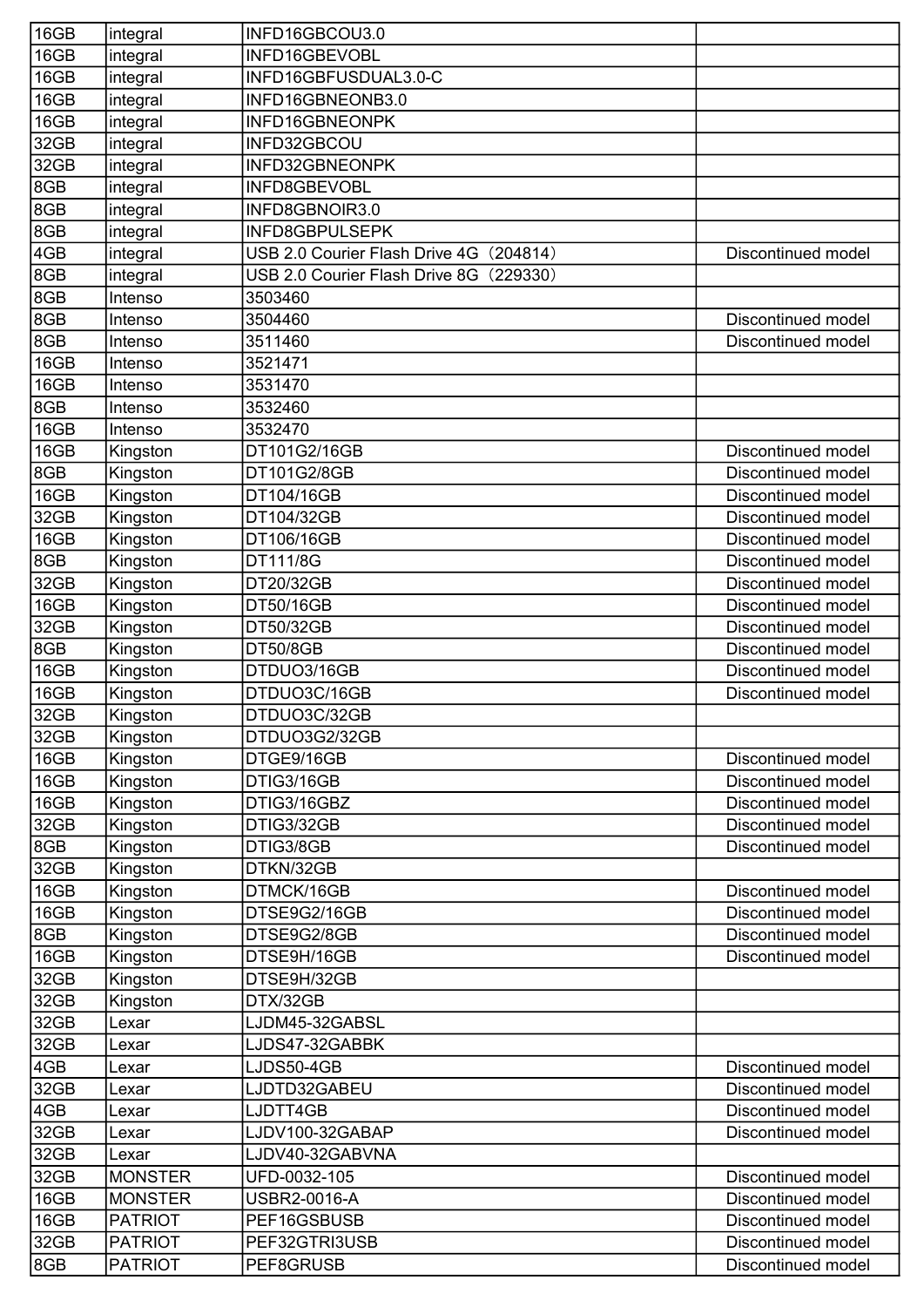| | | | |
|---|---|---|---|
| 16GB | integral | INFD16GBCOU3.0 | |
| 16GB | integral | INFD16GBEVOBL | |
| 16GB | integral | INFD16GBFUSDUAL3.0-C | |
| 16GB | integral | INFD16GBNEONB3.0 | |
| 16GB | integral | INFD16GBNEONPK | |
| 32GB | integral | INFD32GBCOU | |
| 32GB | integral | INFD32GBNEONPK | |
| 8GB | integral | INFD8GBEVOBL | |
| 8GB | integral | INFD8GBNOIR3.0 | |
| 8GB | integral | INFD8GBPULSEPK | |
| 4GB | integral | USB 2.0 Courier Flash Drive 4G（204814） | Discontinued model |
| 8GB | integral | USB 2.0 Courier Flash Drive 8G（229330） | |
| 8GB | Intenso | 3503460 | |
| 8GB | Intenso | 3504460 | Discontinued model |
| 8GB | Intenso | 3511460 | Discontinued model |
| 16GB | Intenso | 3521471 | |
| 16GB | Intenso | 3531470 | |
| 8GB | Intenso | 3532460 | |
| 16GB | Intenso | 3532470 | |
| 16GB | Kingston | DT101G2/16GB | Discontinued model |
| 8GB | Kingston | DT101G2/8GB | Discontinued model |
| 16GB | Kingston | DT104/16GB | Discontinued model |
| 32GB | Kingston | DT104/32GB | Discontinued model |
| 16GB | Kingston | DT106/16GB | Discontinued model |
| 8GB | Kingston | DT111/8G | Discontinued model |
| 32GB | Kingston | DT20/32GB | Discontinued model |
| 16GB | Kingston | DT50/16GB | Discontinued model |
| 32GB | Kingston | DT50/32GB | Discontinued model |
| 8GB | Kingston | DT50/8GB | Discontinued model |
| 16GB | Kingston | DTDUO3/16GB | Discontinued model |
| 16GB | Kingston | DTDUO3C/16GB | Discontinued model |
| 32GB | Kingston | DTDUO3C/32GB | |
| 32GB | Kingston | DTDUO3G2/32GB | |
| 16GB | Kingston | DTGE9/16GB | Discontinued model |
| 16GB | Kingston | DTIG3/16GB | Discontinued model |
| 16GB | Kingston | DTIG3/16GBZ | Discontinued model |
| 32GB | Kingston | DTIG3/32GB | Discontinued model |
| 8GB | Kingston | DTIG3/8GB | Discontinued model |
| 32GB | Kingston | DTKN/32GB | |
| 16GB | Kingston | DTMCK/16GB | Discontinued model |
| 16GB | Kingston | DTSE9G2/16GB | Discontinued model |
| 8GB | Kingston | DTSE9G2/8GB | Discontinued model |
| 16GB | Kingston | DTSE9H/16GB | Discontinued model |
| 32GB | Kingston | DTSE9H/32GB | |
| 32GB | Kingston | DTX/32GB | |
| 32GB | Lexar | LJDM45-32GABSL | |
| 32GB | Lexar | LJDS47-32GABBK | |
| 4GB | Lexar | LJDS50-4GB | Discontinued model |
| 32GB | Lexar | LJDTD32GABEU | Discontinued model |
| 4GB | Lexar | LJDTT4GB | Discontinued model |
| 32GB | Lexar | LJDV100-32GABAP | Discontinued model |
| 32GB | Lexar | LJDV40-32GABVNA | |
| 32GB | MONSTER | UFD-0032-105 | Discontinued model |
| 16GB | MONSTER | USBR2-0016-A | Discontinued model |
| 16GB | PATRIOT | PEF16GSBUSB | Discontinued model |
| 32GB | PATRIOT | PEF32GTRI3USB | Discontinued model |
| 8GB | PATRIOT | PEF8GRUSB | Discontinued model |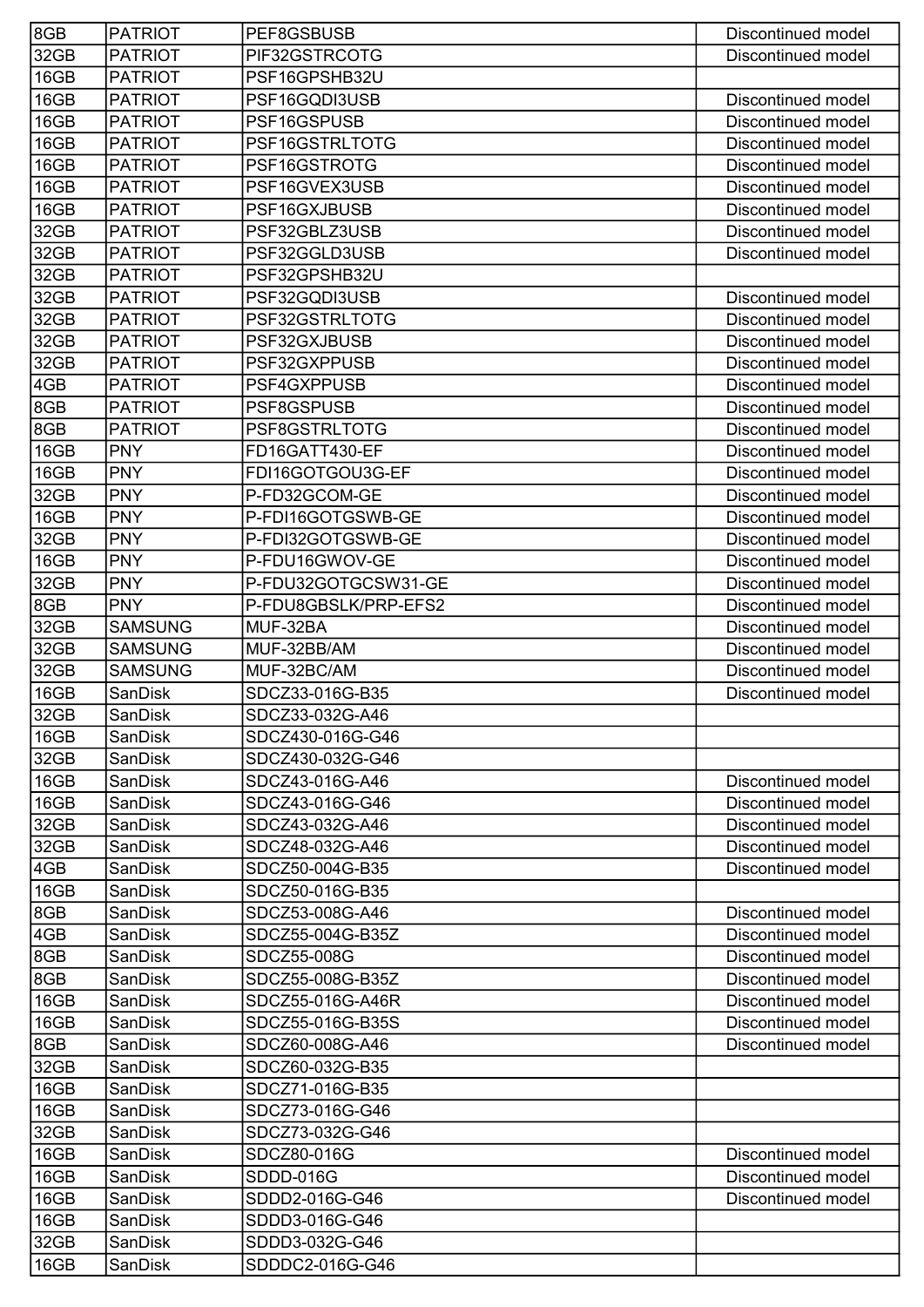| | | | |
|---|---|---|---|
| 8GB | PATRIOT | PEF8GSBUSB | Discontinued model |
| 32GB | PATRIOT | PIF32GSTRCOTG | Discontinued model |
| 16GB | PATRIOT | PSF16GPSHB32U | |
| 16GB | PATRIOT | PSF16GQDI3USB | Discontinued model |
| 16GB | PATRIOT | PSF16GSPUSB | Discontinued model |
| 16GB | PATRIOT | PSF16GSTRLTOTG | Discontinued model |
| 16GB | PATRIOT | PSF16GSTROTG | Discontinued model |
| 16GB | PATRIOT | PSF16GVEX3USB | Discontinued model |
| 16GB | PATRIOT | PSF16GXJBUSB | Discontinued model |
| 32GB | PATRIOT | PSF32GBLZ3USB | Discontinued model |
| 32GB | PATRIOT | PSF32GGLD3USB | Discontinued model |
| 32GB | PATRIOT | PSF32GPSHB32U | |
| 32GB | PATRIOT | PSF32GQDI3USB | Discontinued model |
| 32GB | PATRIOT | PSF32GSTRLTOTG | Discontinued model |
| 32GB | PATRIOT | PSF32GXJBUSB | Discontinued model |
| 32GB | PATRIOT | PSF32GXPPUSB | Discontinued model |
| 4GB | PATRIOT | PSF4GXPPUSB | Discontinued model |
| 8GB | PATRIOT | PSF8GSPUSB | Discontinued model |
| 8GB | PATRIOT | PSF8GSTRLTOTG | Discontinued model |
| 16GB | PNY | FD16GATT430-EF | Discontinued model |
| 16GB | PNY | FDI16GOTGOU3G-EF | Discontinued model |
| 32GB | PNY | P-FD32GCOM-GE | Discontinued model |
| 16GB | PNY | P-FDI16GOTGSWB-GE | Discontinued model |
| 32GB | PNY | P-FDI32GOTGSWB-GE | Discontinued model |
| 16GB | PNY | P-FDU16GWOV-GE | Discontinued model |
| 32GB | PNY | P-FDU32GOTGCSW31-GE | Discontinued model |
| 8GB | PNY | P-FDU8GBSLK/PRP-EFS2 | Discontinued model |
| 32GB | SAMSUNG | MUF-32BA | Discontinued model |
| 32GB | SAMSUNG | MUF-32BB/AM | Discontinued model |
| 32GB | SAMSUNG | MUF-32BC/AM | Discontinued model |
| 16GB | SanDisk | SDCZ33-016G-B35 | Discontinued model |
| 32GB | SanDisk | SDCZ33-032G-A46 | |
| 16GB | SanDisk | SDCZ430-016G-G46 | |
| 32GB | SanDisk | SDCZ430-032G-G46 | |
| 16GB | SanDisk | SDCZ43-016G-A46 | Discontinued model |
| 16GB | SanDisk | SDCZ43-016G-G46 | Discontinued model |
| 32GB | SanDisk | SDCZ43-032G-A46 | Discontinued model |
| 32GB | SanDisk | SDCZ48-032G-A46 | Discontinued model |
| 4GB | SanDisk | SDCZ50-004G-B35 | Discontinued model |
| 16GB | SanDisk | SDCZ50-016G-B35 | |
| 8GB | SanDisk | SDCZ53-008G-A46 | Discontinued model |
| 4GB | SanDisk | SDCZ55-004G-B35Z | Discontinued model |
| 8GB | SanDisk | SDCZ55-008G | Discontinued model |
| 8GB | SanDisk | SDCZ55-008G-B35Z | Discontinued model |
| 16GB | SanDisk | SDCZ55-016G-A46R | Discontinued model |
| 16GB | SanDisk | SDCZ55-016G-B35S | Discontinued model |
| 8GB | SanDisk | SDCZ60-008G-A46 | Discontinued model |
| 32GB | SanDisk | SDCZ60-032G-B35 | |
| 16GB | SanDisk | SDCZ71-016G-B35 | |
| 16GB | SanDisk | SDCZ73-016G-G46 | |
| 32GB | SanDisk | SDCZ73-032G-G46 | |
| 16GB | SanDisk | SDCZ80-016G | Discontinued model |
| 16GB | SanDisk | SDDD-016G | Discontinued model |
| 16GB | SanDisk | SDDD2-016G-G46 | Discontinued model |
| 16GB | SanDisk | SDDD3-016G-G46 | |
| 32GB | SanDisk | SDDD3-032G-G46 | |
| 16GB | SanDisk | SDDDC2-016G-G46 | |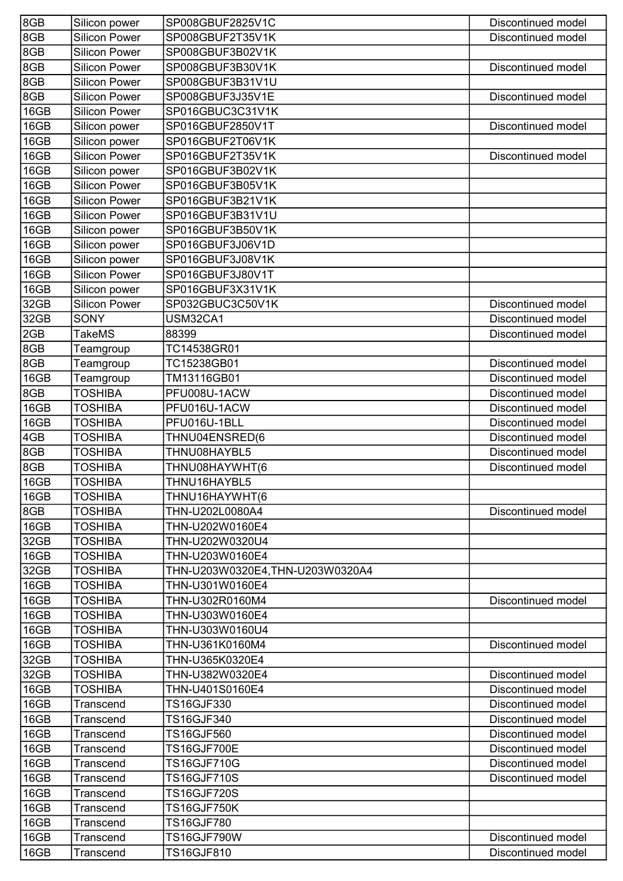| | | | |
|---|---|---|---|
| 8GB | Silicon power | SP008GBUF2825V1C | Discontinued model |
| 8GB | Silicon Power | SP008GBUF2T35V1K | Discontinued model |
| 8GB | Silicon Power | SP008GBUF3B02V1K | |
| 8GB | Silicon Power | SP008GBUF3B30V1K | Discontinued model |
| 8GB | Silicon Power | SP008GBUF3B31V1U | |
| 8GB | Silicon Power | SP008GBUF3J35V1E | Discontinued model |
| 16GB | Silicon Power | SP016GBUC3C31V1K | |
| 16GB | Silicon power | SP016GBUF2850V1T | Discontinued model |
| 16GB | Silicon power | SP016GBUF2T06V1K | |
| 16GB | Silicon Power | SP016GBUF2T35V1K | Discontinued model |
| 16GB | Silicon power | SP016GBUF3B02V1K | |
| 16GB | Silicon Power | SP016GBUF3B05V1K | |
| 16GB | Silicon Power | SP016GBUF3B21V1K | |
| 16GB | Silicon Power | SP016GBUF3B31V1U | |
| 16GB | Silicon power | SP016GBUF3B50V1K | |
| 16GB | Silicon power | SP016GBUF3J06V1D | |
| 16GB | Silicon power | SP016GBUF3J08V1K | |
| 16GB | Silicon Power | SP016GBUF3J80V1T | |
| 16GB | Silicon power | SP016GBUF3X31V1K | |
| 32GB | Silicon Power | SP032GBUC3C50V1K | Discontinued model |
| 32GB | SONY | USM32CA1 | Discontinued model |
| 2GB | TakeMS | 88399 | Discontinued model |
| 8GB | Teamgroup | TC14538GR01 | |
| 8GB | Teamgroup | TC15238GB01 | Discontinued model |
| 16GB | Teamgroup | TM13116GB01 | Discontinued model |
| 8GB | TOSHIBA | PFU008U-1ACW | Discontinued model |
| 16GB | TOSHIBA | PFU016U-1ACW | Discontinued model |
| 16GB | TOSHIBA | PFU016U-1BLL | Discontinued model |
| 4GB | TOSHIBA | THNU04ENSRED(6 | Discontinued model |
| 8GB | TOSHIBA | THNU08HAYBL5 | Discontinued model |
| 8GB | TOSHIBA | THNU08HAYWHT(6 | Discontinued model |
| 16GB | TOSHIBA | THNU16HAYBL5 | |
| 16GB | TOSHIBA | THNU16HAYWHT(6 | |
| 8GB | TOSHIBA | THN-U202L0080A4 | Discontinued model |
| 16GB | TOSHIBA | THN-U202W0160E4 | |
| 32GB | TOSHIBA | THN-U202W0320U4 | |
| 16GB | TOSHIBA | THN-U203W0160E4 | |
| 32GB | TOSHIBA | THN-U203W0320E4,THN-U203W0320A4 | |
| 16GB | TOSHIBA | THN-U301W0160E4 | |
| 16GB | TOSHIBA | THN-U302R0160M4 | Discontinued model |
| 16GB | TOSHIBA | THN-U303W0160E4 | |
| 16GB | TOSHIBA | THN-U303W0160U4 | |
| 16GB | TOSHIBA | THN-U361K0160M4 | Discontinued model |
| 32GB | TOSHIBA | THN-U365K0320E4 | |
| 32GB | TOSHIBA | THN-U382W0320E4 | Discontinued model |
| 16GB | TOSHIBA | THN-U401S0160E4 | Discontinued model |
| 16GB | Transcend | TS16GJF330 | Discontinued model |
| 16GB | Transcend | TS16GJF340 | Discontinued model |
| 16GB | Transcend | TS16GJF560 | Discontinued model |
| 16GB | Transcend | TS16GJF700E | Discontinued model |
| 16GB | Transcend | TS16GJF710G | Discontinued model |
| 16GB | Transcend | TS16GJF710S | Discontinued model |
| 16GB | Transcend | TS16GJF720S | |
| 16GB | Transcend | TS16GJF750K | |
| 16GB | Transcend | TS16GJF780 | |
| 16GB | Transcend | TS16GJF790W | Discontinued model |
| 16GB | Transcend | TS16GJF810 | Discontinued model |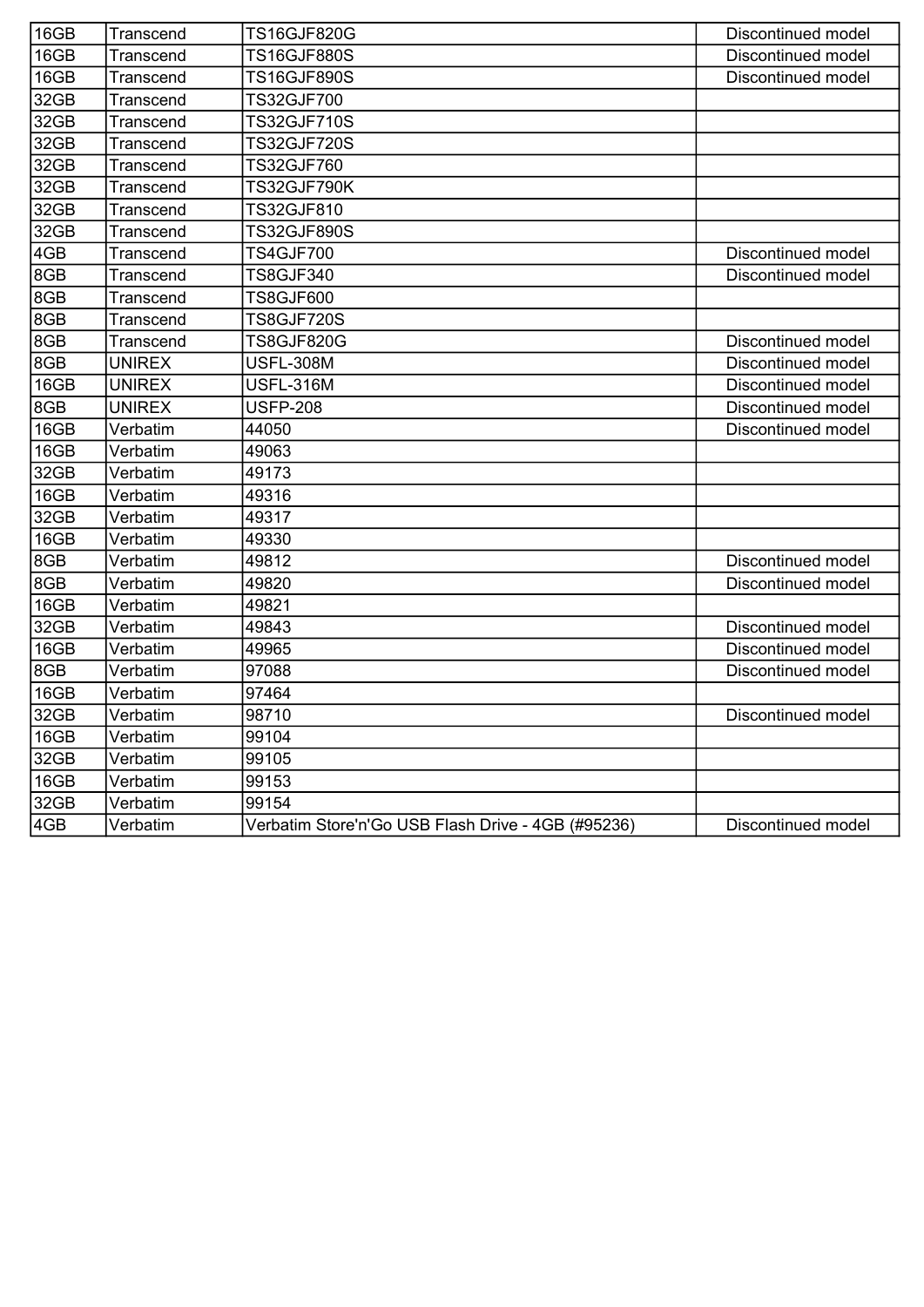| | | | |
|---|---|---|---|
| 16GB | Transcend | TS16GJF820G | Discontinued model |
| 16GB | Transcend | TS16GJF880S | Discontinued model |
| 16GB | Transcend | TS16GJF890S | Discontinued model |
| 32GB | Transcend | TS32GJF700 | |
| 32GB | Transcend | TS32GJF710S | |
| 32GB | Transcend | TS32GJF720S | |
| 32GB | Transcend | TS32GJF760 | |
| 32GB | Transcend | TS32GJF790K | |
| 32GB | Transcend | TS32GJF810 | |
| 32GB | Transcend | TS32GJF890S | |
| 4GB | Transcend | TS4GJF700 | Discontinued model |
| 8GB | Transcend | TS8GJF340 | Discontinued model |
| 8GB | Transcend | TS8GJF600 | |
| 8GB | Transcend | TS8GJF720S | |
| 8GB | Transcend | TS8GJF820G | Discontinued model |
| 8GB | UNIREX | USFL-308M | Discontinued model |
| 16GB | UNIREX | USFL-316M | Discontinued model |
| 8GB | UNIREX | USFP-208 | Discontinued model |
| 16GB | Verbatim | 44050 | Discontinued model |
| 16GB | Verbatim | 49063 | |
| 32GB | Verbatim | 49173 | |
| 16GB | Verbatim | 49316 | |
| 32GB | Verbatim | 49317 | |
| 16GB | Verbatim | 49330 | |
| 8GB | Verbatim | 49812 | Discontinued model |
| 8GB | Verbatim | 49820 | Discontinued model |
| 16GB | Verbatim | 49821 | |
| 32GB | Verbatim | 49843 | Discontinued model |
| 16GB | Verbatim | 49965 | Discontinued model |
| 8GB | Verbatim | 97088 | Discontinued model |
| 16GB | Verbatim | 97464 | |
| 32GB | Verbatim | 98710 | Discontinued model |
| 16GB | Verbatim | 99104 | |
| 32GB | Verbatim | 99105 | |
| 16GB | Verbatim | 99153 | |
| 32GB | Verbatim | 99154 | |
| 4GB | Verbatim | Verbatim Store'n'Go USB Flash Drive - 4GB (#95236) | Discontinued model |